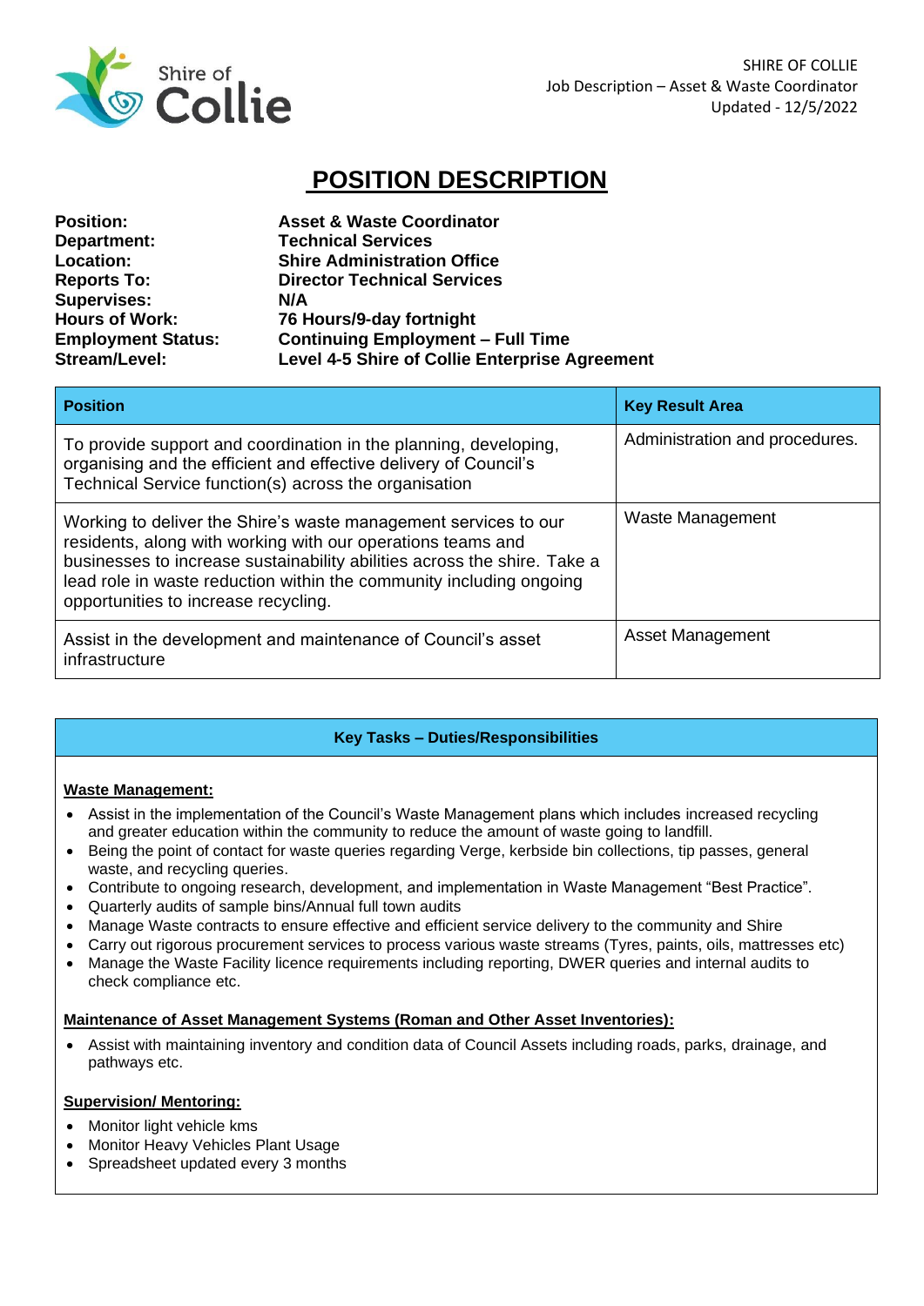# POSITION DESCRIPTION

**Position:** Asset & Waste Coordinator
**Department:** Technical Services
**Location:** Shire Administration Office
**Reports To:** Director Technical Services
**Supervises:** N/A
**Hours of Work:** 76 Hours/9-day fortnight
**Employment Status:** Continuing Employment – Full Time
**Stream/Level:** Level 4-5 Shire of Collie Enterprise Agreement

| Position | Key Result Area |
|---|---|
| To provide support and coordination in the planning, developing, organising and the efficient and effective delivery of Council's Technical Service function(s) across the organisation | Administration and procedures. |
| Working to deliver the Shire's waste management services to our residents, along with working with our operations teams and businesses to increase sustainability abilities across the shire. Take a lead role in waste reduction within the community including ongoing opportunities to increase recycling. | Waste Management |
| Assist in the development and maintenance of Council's asset infrastructure | Asset Management |

## Key Tasks – Duties/Responsibilities

**Waste Management:**

- Assist in the implementation of the Council's Waste Management plans which includes increased recycling and greater education within the community to reduce the amount of waste going to landfill.
- Being the point of contact for waste queries regarding Verge, kerbside bin collections, tip passes, general waste, and recycling queries.
- Contribute to ongoing research, development, and implementation in Waste Management "Best Practice".
- Quarterly audits of sample bins/Annual full town audits
- Manage Waste contracts to ensure effective and efficient service delivery to the community and Shire
- Carry out rigorous procurement services to process various waste streams (Tyres, paints, oils, mattresses etc)
- Manage the Waste Facility licence requirements including reporting, DWER queries and internal audits to check compliance etc.

**Maintenance of Asset Management Systems (Roman and Other Asset Inventories):**

- Assist with maintaining inventory and condition data of Council Assets including roads, parks, drainage, and pathways etc.

**Supervision/ Mentoring:**

- Monitor light vehicle kms
- Monitor Heavy Vehicles Plant Usage
- Spreadsheet updated every 3 months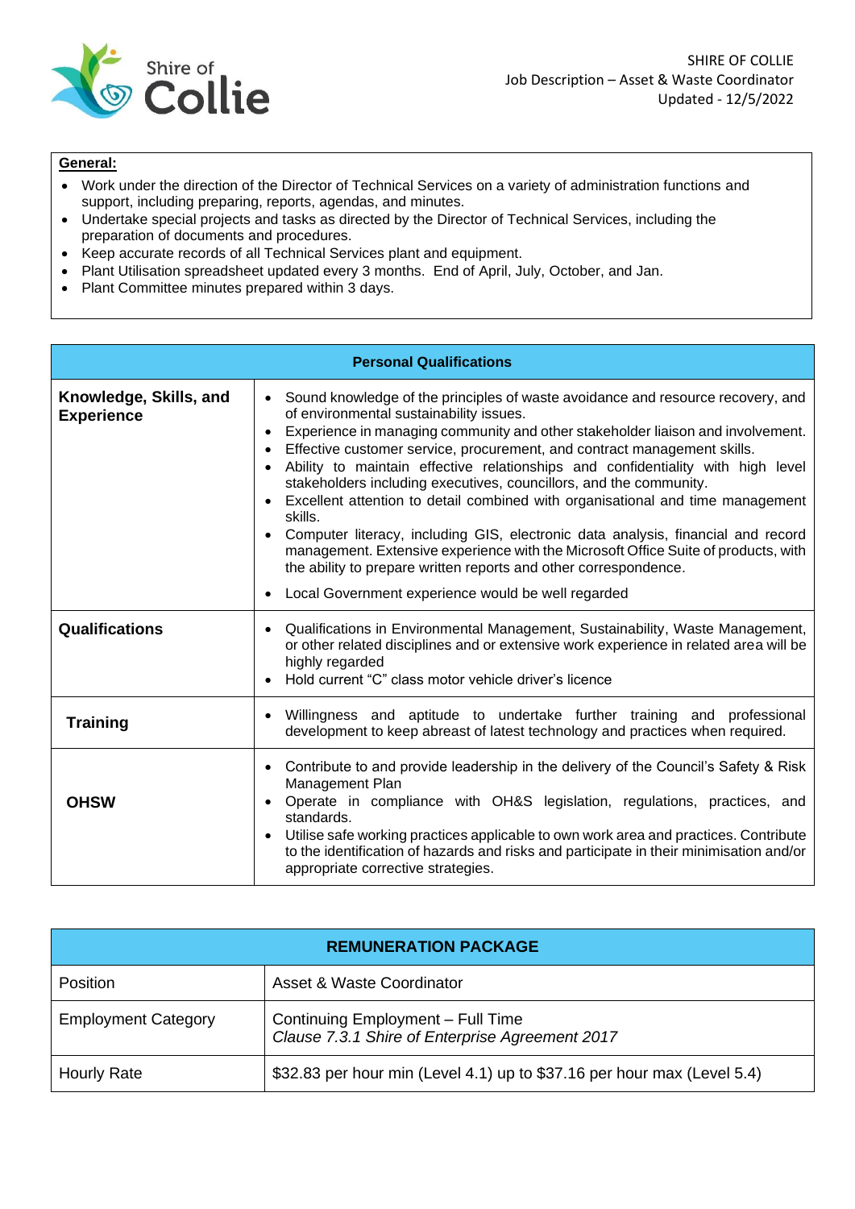## General:

- Work under the direction of the Director of Technical Services on a variety of administration functions and support, including preparing, reports, agendas, and minutes.
- Undertake special projects and tasks as directed by the Director of Technical Services, including the preparation of documents and procedures.
- Keep accurate records of all Technical Services plant and equipment.
- Plant Utilisation spreadsheet updated every 3 months. End of April, July, October, and Jan.
- Plant Committee minutes prepared within 3 days.

| Personal Qualifications | |
|---|---|
| **Knowledge, Skills, and Experience** | • Sound knowledge of the principles of waste avoidance and resource recovery, and of environmental sustainability issues.<br>• Experience in managing community and other stakeholder liaison and involvement.<br>• Effective customer service, procurement, and contract management skills.<br>• Ability to maintain effective relationships and confidentiality with high level stakeholders including executives, councillors, and the community.<br>• Excellent attention to detail combined with organisational and time management skills.<br>• Computer literacy, including GIS, electronic data analysis, financial and record management. Extensive experience with the Microsoft Office Suite of products, with the ability to prepare written reports and other correspondence.<br>• Local Government experience would be well regarded |
| **Qualifications** | • Qualifications in Environmental Management, Sustainability, Waste Management, or other related disciplines and or extensive work experience in related area will be highly regarded<br>• Hold current "C" class motor vehicle driver's licence |
| **Training** | • Willingness and aptitude to undertake further training and professional development to keep abreast of latest technology and practices when required. |
| **OHSW** | • Contribute to and provide leadership in the delivery of the Council's Safety & Risk Management Plan<br>• Operate in compliance with OH&S legislation, regulations, practices, and standards.<br>• Utilise safe working practices applicable to own work area and practices. Contribute to the identification of hazards and risks and participate in their minimisation and/or appropriate corrective strategies. |

| REMUNERATION PACKAGE | |
|---|---|
| Position | Asset & Waste Coordinator |
| Employment Category | Continuing Employment – Full Time<br>*Clause 7.3.1 Shire of Enterprise Agreement 2017* |
| Hourly Rate | $32.83 per hour min (Level 4.1) up to $37.16 per hour max (Level 5.4) |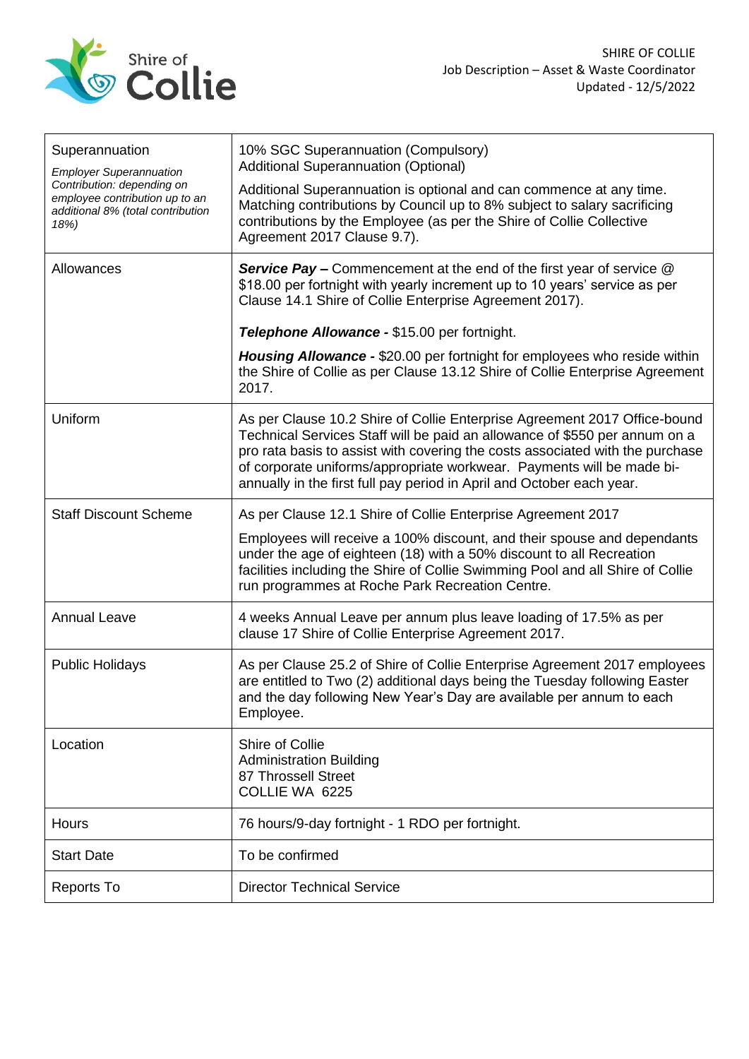| | |
|---|---|
| Superannuation<br>*Employer Superannuation Contribution: depending on employee contribution up to an additional 8% (total contribution 18%)* | 10% SGC Superannuation (Compulsory)<br>Additional Superannuation (Optional)<br><br>Additional Superannuation is optional and can commence at any time. Matching contributions by Council up to 8% subject to salary sacrificing contributions by the Employee (as per the Shire of Collie Collective Agreement 2017 Clause 9.7). |
| Allowances | ***Service Pay –*** Commencement at the end of the first year of service @ $18.00 per fortnight with yearly increment up to 10 years' service as per Clause 14.1 Shire of Collie Enterprise Agreement 2017).<br><br>***Telephone Allowance -*** $15.00 per fortnight.<br><br>***Housing Allowance -*** $20.00 per fortnight for employees who reside within the Shire of Collie as per Clause 13.12 Shire of Collie Enterprise Agreement 2017. |
| Uniform | As per Clause 10.2 Shire of Collie Enterprise Agreement 2017 Office-bound Technical Services Staff will be paid an allowance of $550 per annum on a pro rata basis to assist with covering the costs associated with the purchase of corporate uniforms/appropriate workwear. Payments will be made bi-annually in the first full pay period in April and October each year. |
| Staff Discount Scheme | As per Clause 12.1 Shire of Collie Enterprise Agreement 2017<br><br>Employees will receive a 100% discount, and their spouse and dependants under the age of eighteen (18) with a 50% discount to all Recreation facilities including the Shire of Collie Swimming Pool and all Shire of Collie run programmes at Roche Park Recreation Centre. |
| Annual Leave | 4 weeks Annual Leave per annum plus leave loading of 17.5% as per clause 17 Shire of Collie Enterprise Agreement 2017. |
| Public Holidays | As per Clause 25.2 of Shire of Collie Enterprise Agreement 2017 employees are entitled to Two (2) additional days being the Tuesday following Easter and the day following New Year's Day are available per annum to each Employee. |
| Location | Shire of Collie<br>Administration Building<br>87 Throssell Street<br>COLLIE WA 6225 |
| Hours | 76 hours/9-day fortnight - 1 RDO per fortnight. |
| Start Date | To be confirmed |
| Reports To | Director Technical Service |